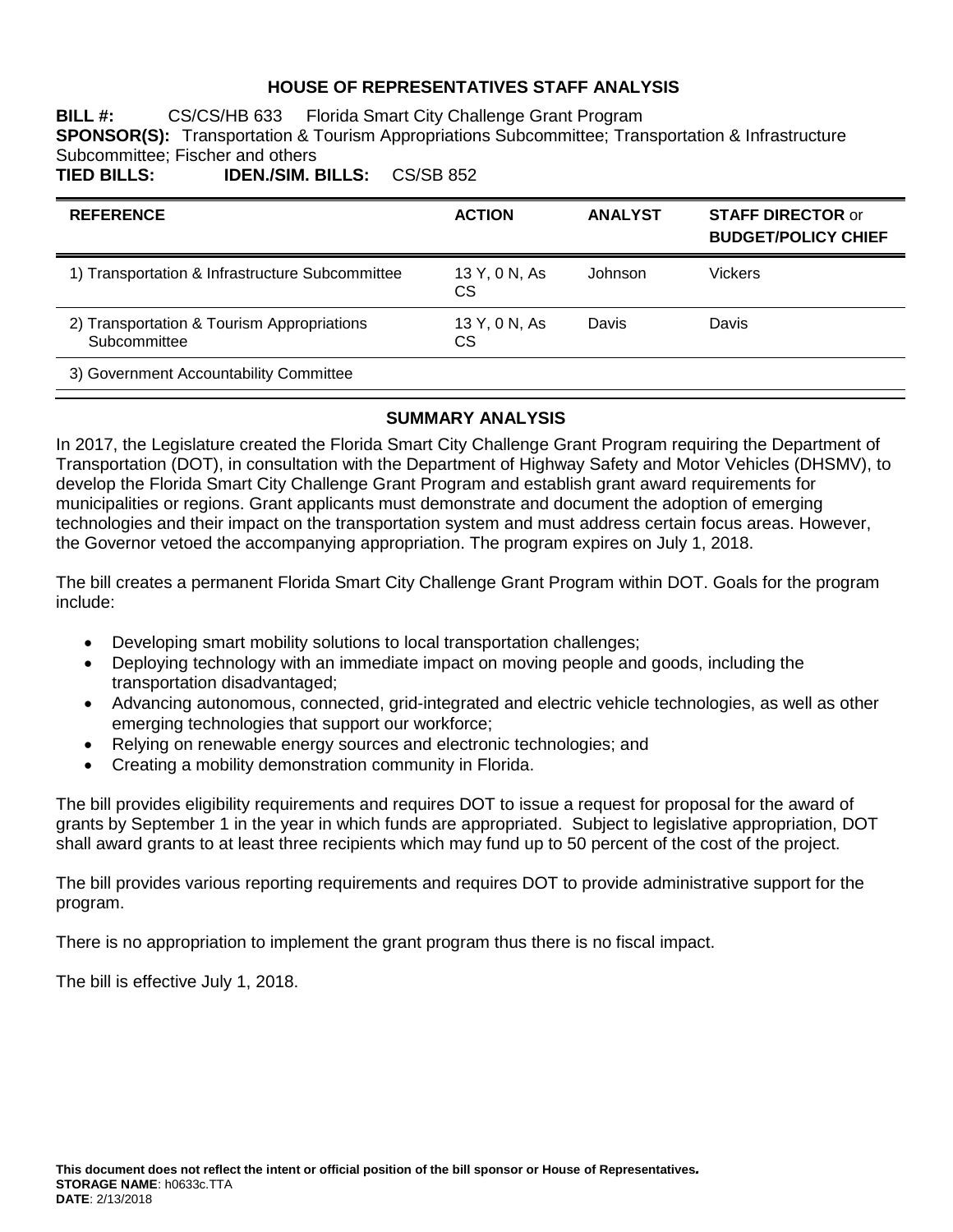# HOUSE OF REPRESENTATIVES STAFF ANALYSIS

**BILL #:** CS/CS/HB 633 Florida Smart City Challenge Grant Program

**SPONSOR(S):** Transportation & Tourism Appropriations Subcommittee; Transportation & Infrastructure Subcommittee; Fischer and others

**TIED BILLS:** **IDEN./SIM. BILLS:** CS/SB 852

| REFERENCE | ACTION | ANALYST | STAFF DIRECTOR or BUDGET/POLICY CHIEF |
|---|---|---|---|
| 1) Transportation & Infrastructure Subcommittee | 13 Y, 0 N, As CS | Johnson | Vickers |
| 2) Transportation & Tourism Appropriations Subcommittee | 13 Y, 0 N, As CS | Davis | Davis |
| 3) Government Accountability Committee | | | |

## SUMMARY ANALYSIS

In 2017, the Legislature created the Florida Smart City Challenge Grant Program requiring the Department of Transportation (DOT), in consultation with the Department of Highway Safety and Motor Vehicles (DHSMV), to develop the Florida Smart City Challenge Grant Program and establish grant award requirements for municipalities or regions. Grant applicants must demonstrate and document the adoption of emerging technologies and their impact on the transportation system and must address certain focus areas. However, the Governor vetoed the accompanying appropriation. The program expires on July 1, 2018.

The bill creates a permanent Florida Smart City Challenge Grant Program within DOT. Goals for the program include:

- Developing smart mobility solutions to local transportation challenges;
- Deploying technology with an immediate impact on moving people and goods, including the transportation disadvantaged;
- Advancing autonomous, connected, grid-integrated and electric vehicle technologies, as well as other emerging technologies that support our workforce;
- Relying on renewable energy sources and electronic technologies; and
- Creating a mobility demonstration community in Florida.

The bill provides eligibility requirements and requires DOT to issue a request for proposal for the award of grants by September 1 in the year in which funds are appropriated. Subject to legislative appropriation, DOT shall award grants to at least three recipients which may fund up to 50 percent of the cost of the project.

The bill provides various reporting requirements and requires DOT to provide administrative support for the program.

There is no appropriation to implement the grant program thus there is no fiscal impact.

The bill is effective July 1, 2018.

**This document does not reflect the intent or official position of the bill sponsor or House of Representatives.**

**STORAGE NAME**: h0633c.TTA

**DATE**: 2/13/2018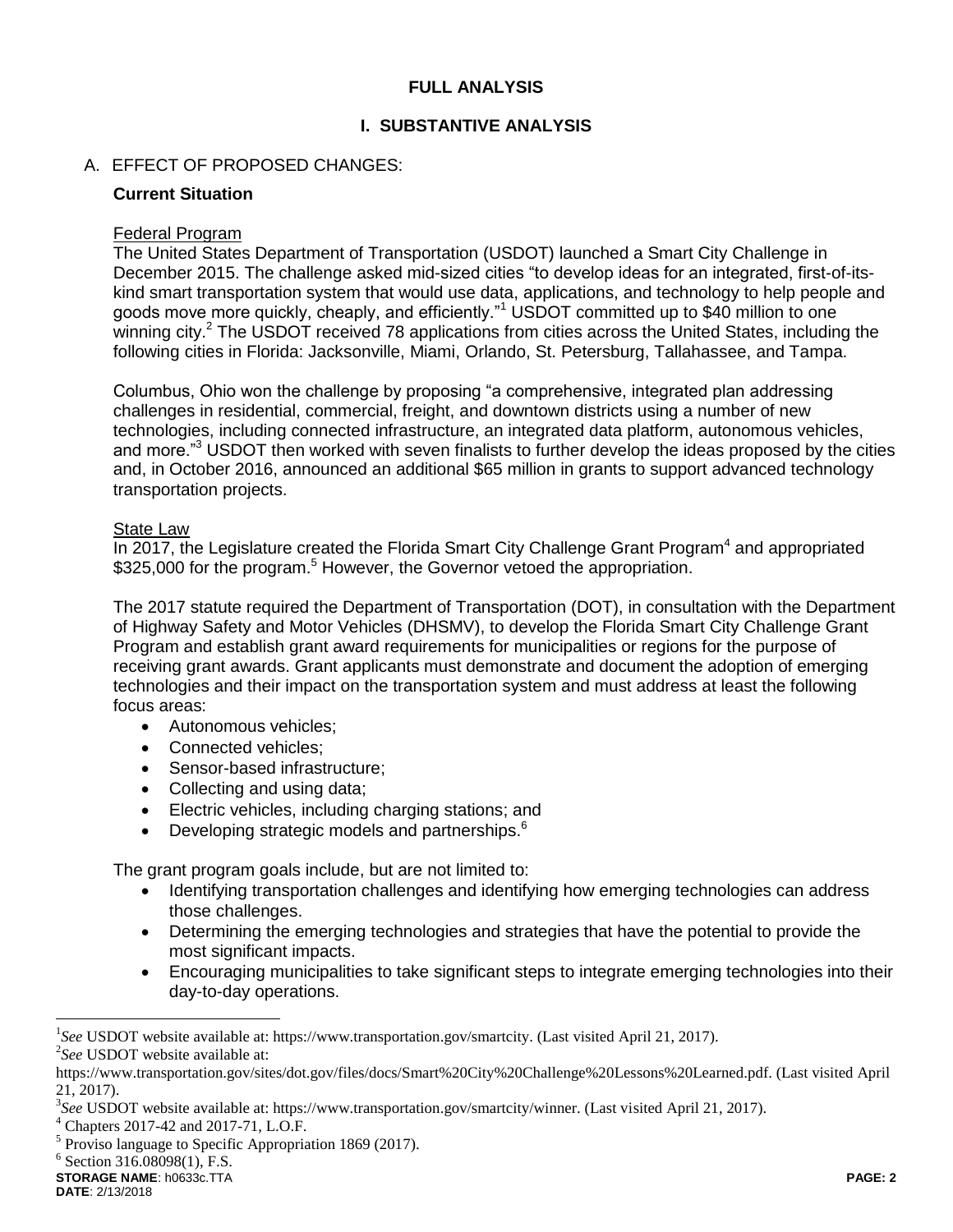## FULL ANALYSIS

## I. SUBSTANTIVE ANALYSIS

A. EFFECT OF PROPOSED CHANGES:

### Current Situation

Federal Program

The United States Department of Transportation (USDOT) launched a Smart City Challenge in December 2015. The challenge asked mid-sized cities "to develop ideas for an integrated, first-of-its-kind smart transportation system that would use data, applications, and technology to help people and goods move more quickly, cheaply, and efficiently."[1] USDOT committed up to $40 million to one winning city.[2] The USDOT received 78 applications from cities across the United States, including the following cities in Florida: Jacksonville, Miami, Orlando, St. Petersburg, Tallahassee, and Tampa.

Columbus, Ohio won the challenge by proposing "a comprehensive, integrated plan addressing challenges in residential, commercial, freight, and downtown districts using a number of new technologies, including connected infrastructure, an integrated data platform, autonomous vehicles, and more."[3] USDOT then worked with seven finalists to further develop the ideas proposed by the cities and, in October 2016, announced an additional $65 million in grants to support advanced technology transportation projects.

State Law

In 2017, the Legislature created the Florida Smart City Challenge Grant Program[4] and appropriated $325,000 for the program.[5] However, the Governor vetoed the appropriation.

The 2017 statute required the Department of Transportation (DOT), in consultation with the Department of Highway Safety and Motor Vehicles (DHSMV), to develop the Florida Smart City Challenge Grant Program and establish grant award requirements for municipalities or regions for the purpose of receiving grant awards. Grant applicants must demonstrate and document the adoption of emerging technologies and their impact on the transportation system and must address at least the following focus areas:

- Autonomous vehicles;
- Connected vehicles;
- Sensor-based infrastructure;
- Collecting and using data;
- Electric vehicles, including charging stations; and
- Developing strategic models and partnerships.[6]

The grant program goals include, but are not limited to:

- Identifying transportation challenges and identifying how emerging technologies can address those challenges.
- Determining the emerging technologies and strategies that have the potential to provide the most significant impacts.
- Encouraging municipalities to take significant steps to integrate emerging technologies into their day-to-day operations.

---

[1] *See* USDOT website available at: https://www.transportation.gov/smartcity. (Last visited April 21, 2017).

[2] *See* USDOT website available at: https://www.transportation.gov/sites/dot.gov/files/docs/Smart%20City%20Challenge%20Lessons%20Learned.pdf. (Last visited April 21, 2017).

[3] *See* USDOT website available at: https://www.transportation.gov/smartcity/winner. (Last visited April 21, 2017).

[4] Chapters 2017-42 and 2017-71, L.O.F.

[5] Proviso language to Specific Appropriation 1869 (2017).

[6] Section 316.08098(1), F.S.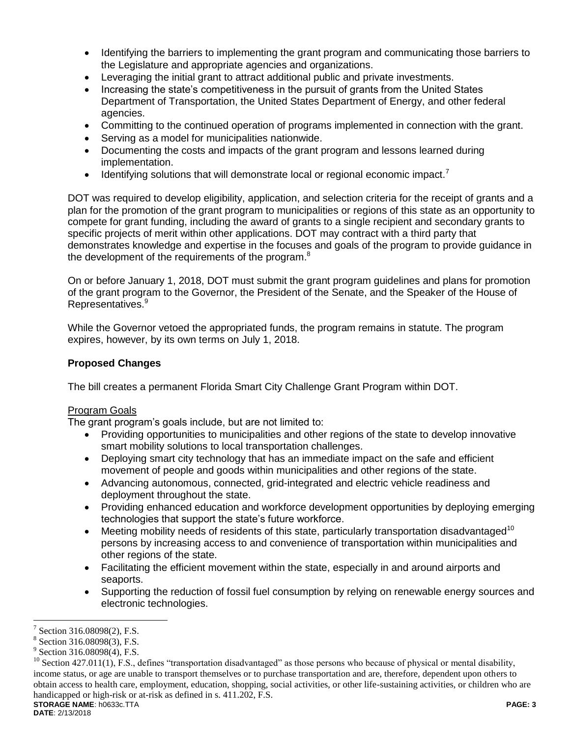- Identifying the barriers to implementing the grant program and communicating those barriers to the Legislature and appropriate agencies and organizations.
- Leveraging the initial grant to attract additional public and private investments.
- Increasing the state's competitiveness in the pursuit of grants from the United States Department of Transportation, the United States Department of Energy, and other federal agencies.
- Committing to the continued operation of programs implemented in connection with the grant.
- Serving as a model for municipalities nationwide.
- Documenting the costs and impacts of the grant program and lessons learned during implementation.
- Identifying solutions that will demonstrate local or regional economic impact.[7]

DOT was required to develop eligibility, application, and selection criteria for the receipt of grants and a plan for the promotion of the grant program to municipalities or regions of this state as an opportunity to compete for grant funding, including the award of grants to a single recipient and secondary grants to specific projects of merit within other applications. DOT may contract with a third party that demonstrates knowledge and expertise in the focuses and goals of the program to provide guidance in the development of the requirements of the program.[8]

On or before January 1, 2018, DOT must submit the grant program guidelines and plans for promotion of the grant program to the Governor, the President of the Senate, and the Speaker of the House of Representatives.[9]

While the Governor vetoed the appropriated funds, the program remains in statute. The program expires, however, by its own terms on July 1, 2018.

**Proposed Changes**

The bill creates a permanent Florida Smart City Challenge Grant Program within DOT.

Program Goals

The grant program's goals include, but are not limited to:

- Providing opportunities to municipalities and other regions of the state to develop innovative smart mobility solutions to local transportation challenges.
- Deploying smart city technology that has an immediate impact on the safe and efficient movement of people and goods within municipalities and other regions of the state.
- Advancing autonomous, connected, grid-integrated and electric vehicle readiness and deployment throughout the state.
- Providing enhanced education and workforce development opportunities by deploying emerging technologies that support the state's future workforce.
- Meeting mobility needs of residents of this state, particularly transportation disadvantaged[10] persons by increasing access to and convenience of transportation within municipalities and other regions of the state.
- Facilitating the efficient movement within the state, especially in and around airports and seaports.
- Supporting the reduction of fossil fuel consumption by relying on renewable energy sources and electronic technologies.

---

[7] Section 316.08098(2), F.S.

[8] Section 316.08098(3), F.S.

[9] Section 316.08098(4), F.S.

[10] Section 427.011(1), F.S., defines "transportation disadvantaged" as those persons who because of physical or mental disability, income status, or age are unable to transport themselves or to purchase transportation and are, therefore, dependent upon others to obtain access to health care, employment, education, shopping, social activities, or other life-sustaining activities, or children who are handicapped or high-risk or at-risk as defined in s. 411.202, F.S.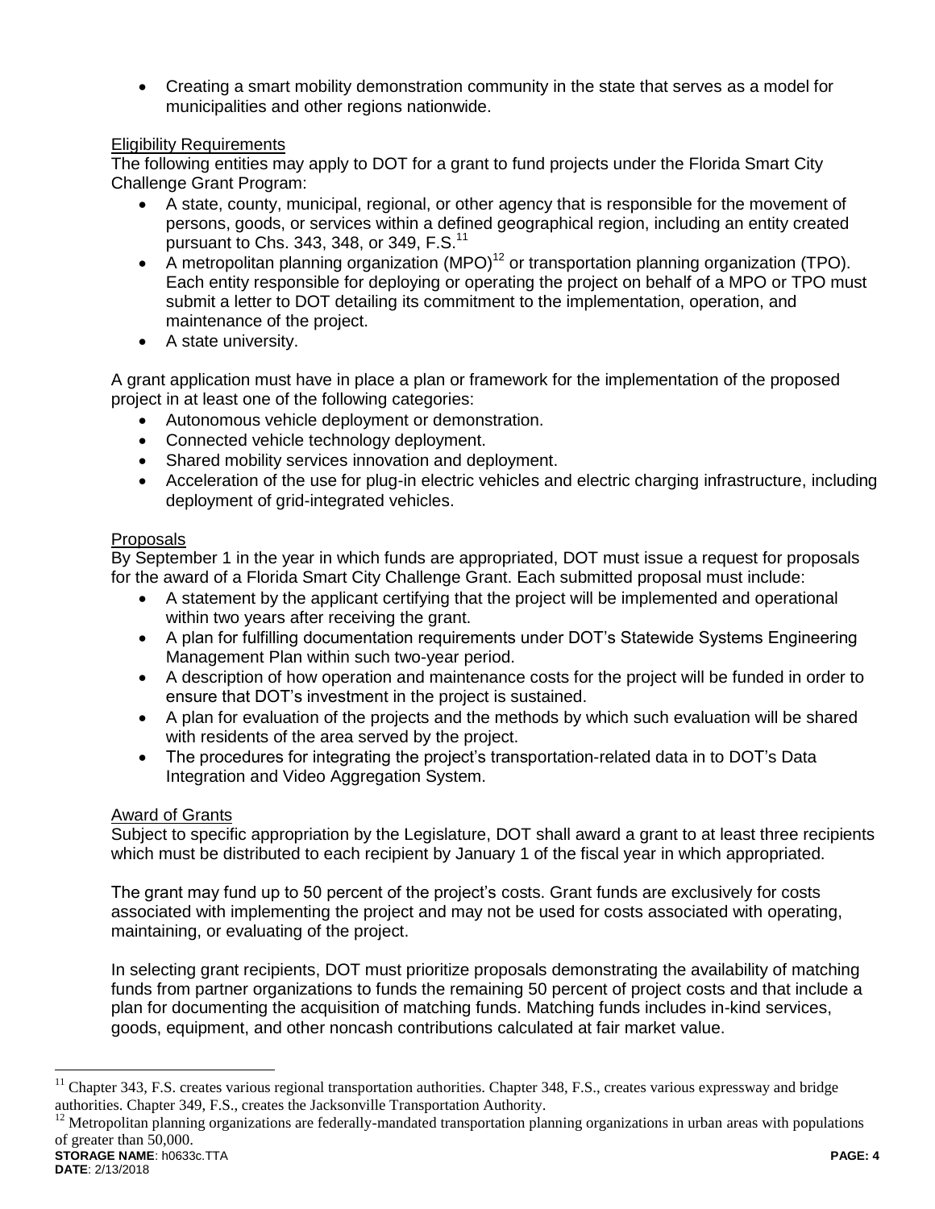- Creating a smart mobility demonstration community in the state that serves as a model for municipalities and other regions nationwide.

Eligibility Requirements

The following entities may apply to DOT for a grant to fund projects under the Florida Smart City Challenge Grant Program:

- A state, county, municipal, regional, or other agency that is responsible for the movement of persons, goods, or services within a defined geographical region, including an entity created pursuant to Chs. 343, 348, or 349, F.S.[11]
- A metropolitan planning organization (MPO)[12] or transportation planning organization (TPO). Each entity responsible for deploying or operating the project on behalf of a MPO or TPO must submit a letter to DOT detailing its commitment to the implementation, operation, and maintenance of the project.
- A state university.

A grant application must have in place a plan or framework for the implementation of the proposed project in at least one of the following categories:

- Autonomous vehicle deployment or demonstration.
- Connected vehicle technology deployment.
- Shared mobility services innovation and deployment.
- Acceleration of the use for plug-in electric vehicles and electric charging infrastructure, including deployment of grid-integrated vehicles.

Proposals

By September 1 in the year in which funds are appropriated, DOT must issue a request for proposals for the award of a Florida Smart City Challenge Grant. Each submitted proposal must include:

- A statement by the applicant certifying that the project will be implemented and operational within two years after receiving the grant.
- A plan for fulfilling documentation requirements under DOT's Statewide Systems Engineering Management Plan within such two-year period.
- A description of how operation and maintenance costs for the project will be funded in order to ensure that DOT's investment in the project is sustained.
- A plan for evaluation of the projects and the methods by which such evaluation will be shared with residents of the area served by the project.
- The procedures for integrating the project's transportation-related data in to DOT's Data Integration and Video Aggregation System.

Award of Grants

Subject to specific appropriation by the Legislature, DOT shall award a grant to at least three recipients which must be distributed to each recipient by January 1 of the fiscal year in which appropriated.

The grant may fund up to 50 percent of the project's costs. Grant funds are exclusively for costs associated with implementing the project and may not be used for costs associated with operating, maintaining, or evaluating of the project.

In selecting grant recipients, DOT must prioritize proposals demonstrating the availability of matching funds from partner organizations to funds the remaining 50 percent of project costs and that include a plan for documenting the acquisition of matching funds. Matching funds includes in-kind services, goods, equipment, and other noncash contributions calculated at fair market value.

---

[11] Chapter 343, F.S. creates various regional transportation authorities. Chapter 348, F.S., creates various expressway and bridge authorities. Chapter 349, F.S., creates the Jacksonville Transportation Authority.

[12] Metropolitan planning organizations are federally-mandated transportation planning organizations in urban areas with populations of greater than 50,000.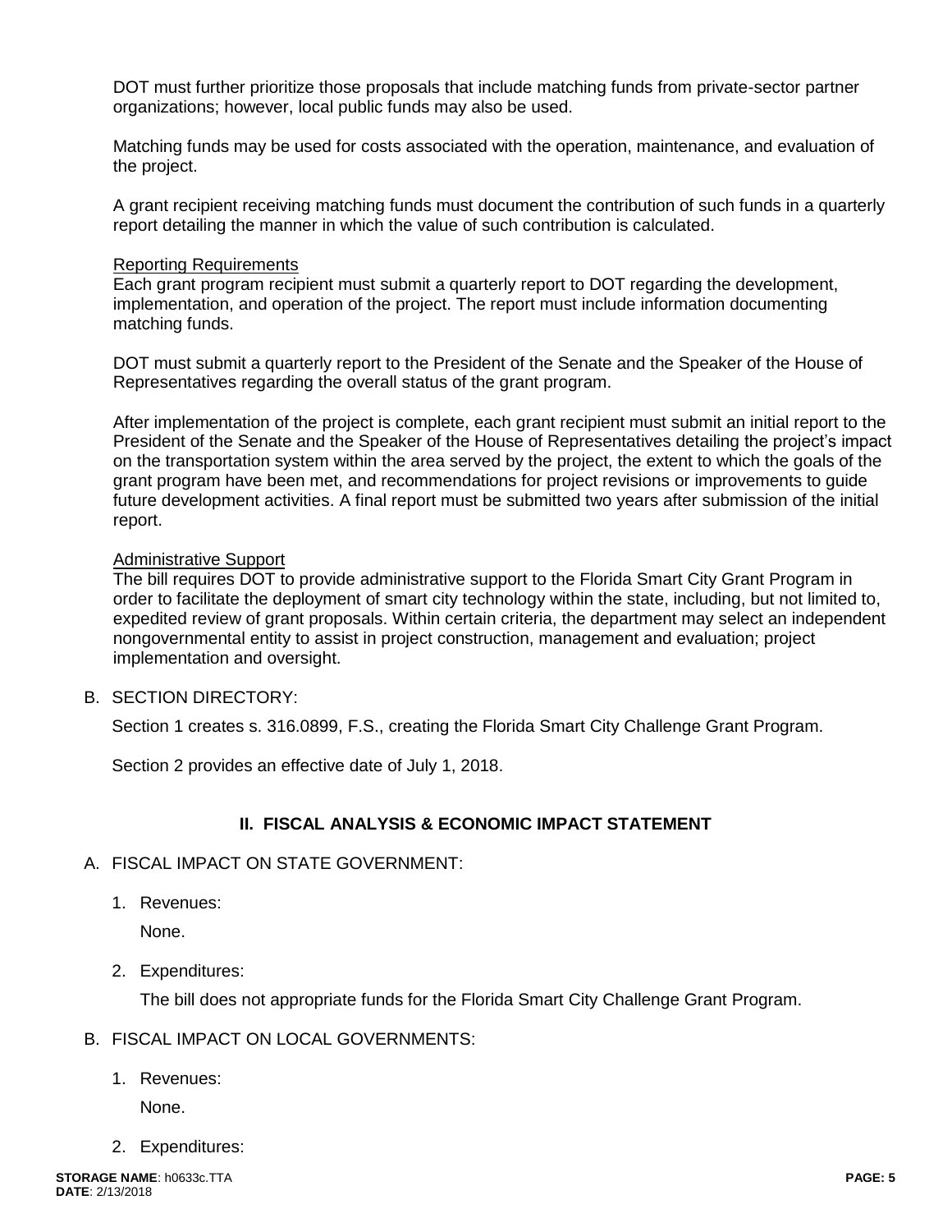DOT must further prioritize those proposals that include matching funds from private-sector partner organizations; however, local public funds may also be used.

Matching funds may be used for costs associated with the operation, maintenance, and evaluation of the project.

A grant recipient receiving matching funds must document the contribution of such funds in a quarterly report detailing the manner in which the value of such contribution is calculated.

<u>Reporting Requirements</u>
Each grant program recipient must submit a quarterly report to DOT regarding the development, implementation, and operation of the project. The report must include information documenting matching funds.

DOT must submit a quarterly report to the President of the Senate and the Speaker of the House of Representatives regarding the overall status of the grant program.

After implementation of the project is complete, each grant recipient must submit an initial report to the President of the Senate and the Speaker of the House of Representatives detailing the project's impact on the transportation system within the area served by the project, the extent to which the goals of the grant program have been met, and recommendations for project revisions or improvements to guide future development activities. A final report must be submitted two years after submission of the initial report.

<u>Administrative Support</u>
The bill requires DOT to provide administrative support to the Florida Smart City Grant Program in order to facilitate the deployment of smart city technology within the state, including, but not limited to, expedited review of grant proposals. Within certain criteria, the department may select an independent nongovernmental entity to assist in project construction, management and evaluation; project implementation and oversight.

B. SECTION DIRECTORY:

Section 1 creates s. 316.0899, F.S., creating the Florida Smart City Challenge Grant Program.

Section 2 provides an effective date of July 1, 2018.

## II. FISCAL ANALYSIS & ECONOMIC IMPACT STATEMENT

A. FISCAL IMPACT ON STATE GOVERNMENT:

1. Revenues:

   None.

2. Expenditures:

   The bill does not appropriate funds for the Florida Smart City Challenge Grant Program.

B. FISCAL IMPACT ON LOCAL GOVERNMENTS:

1. Revenues:

   None.

2. Expenditures: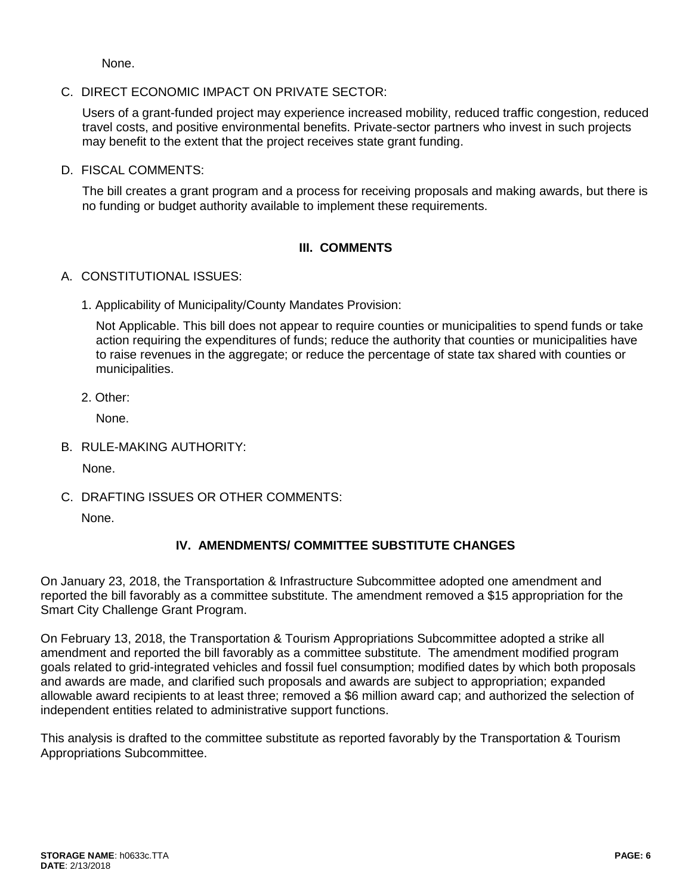None.

C. DIRECT ECONOMIC IMPACT ON PRIVATE SECTOR:

Users of a grant-funded project may experience increased mobility, reduced traffic congestion, reduced travel costs, and positive environmental benefits. Private-sector partners who invest in such projects may benefit to the extent that the project receives state grant funding.

D. FISCAL COMMENTS:

The bill creates a grant program and a process for receiving proposals and making awards, but there is no funding or budget authority available to implement these requirements.

## III. COMMENTS

A. CONSTITUTIONAL ISSUES:

1. Applicability of Municipality/County Mandates Provision:

Not Applicable. This bill does not appear to require counties or municipalities to spend funds or take action requiring the expenditures of funds; reduce the authority that counties or municipalities have to raise revenues in the aggregate; or reduce the percentage of state tax shared with counties or municipalities.

2. Other:

None.

B. RULE-MAKING AUTHORITY:

None.

C. DRAFTING ISSUES OR OTHER COMMENTS:

None.

## IV. AMENDMENTS/ COMMITTEE SUBSTITUTE CHANGES

On January 23, 2018, the Transportation & Infrastructure Subcommittee adopted one amendment and reported the bill favorably as a committee substitute. The amendment removed a $15 appropriation for the Smart City Challenge Grant Program.

On February 13, 2018, the Transportation & Tourism Appropriations Subcommittee adopted a strike all amendment and reported the bill favorably as a committee substitute. The amendment modified program goals related to grid-integrated vehicles and fossil fuel consumption; modified dates by which both proposals and awards are made, and clarified such proposals and awards are subject to appropriation; expanded allowable award recipients to at least three; removed a $6 million award cap; and authorized the selection of independent entities related to administrative support functions.

This analysis is drafted to the committee substitute as reported favorably by the Transportation & Tourism Appropriations Subcommittee.